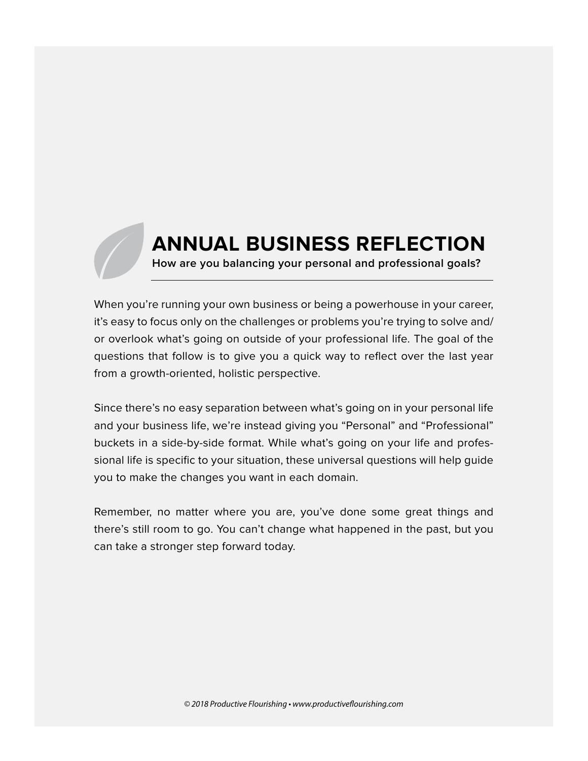# ANNUAL BUSINESS REFLECTION

**How are you balancing your personal and professional goals?**

When you're running your own business or being a powerhouse in your career, it's easy to focus only on the challenges or problems you're trying to solve and/or overlook what's going on outside of your professional life. The goal of the questions that follow is to give you a quick way to reflect over the last year from a growth-oriented, holistic perspective.

Since there's no easy separation between what's going on in your personal life and your business life, we're instead giving you "Personal" and "Professional" buckets in a side-by-side format. While what's going on your life and professional life is specific to your situation, these universal questions will help guide you to make the changes you want in each domain.

Remember, no matter where you are, you've done some great things and there's still room to go. You can't change what happened in the past, but you can take a stronger step forward today.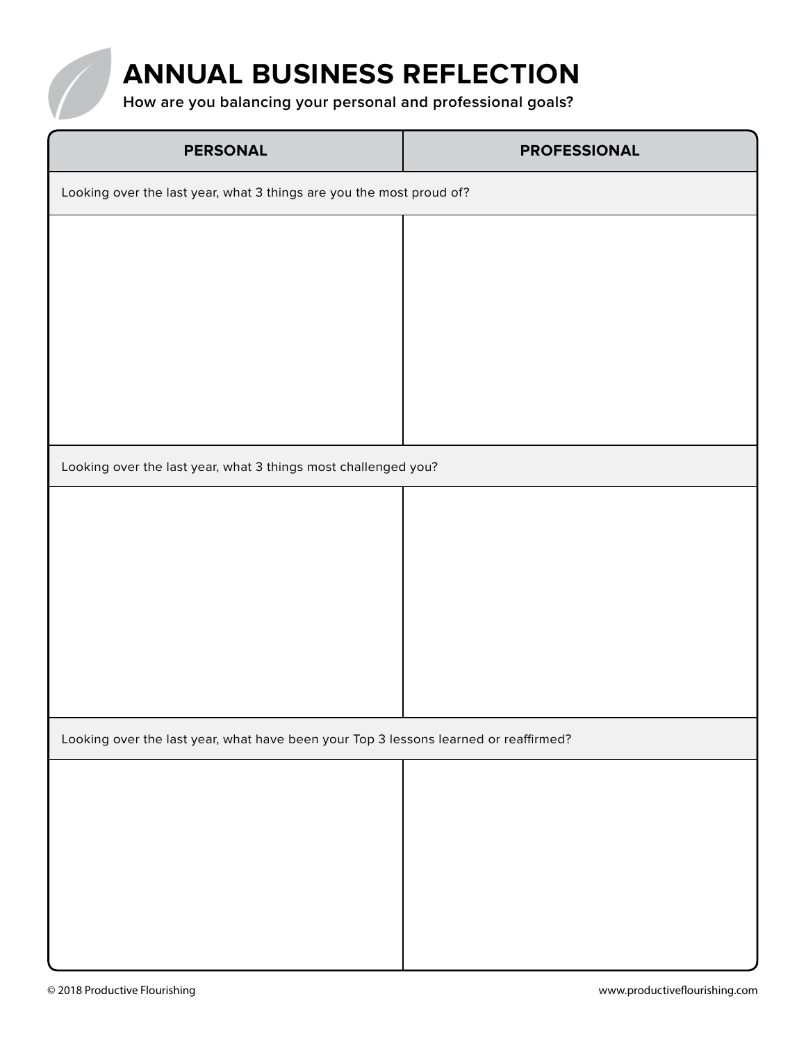# ANNUAL BUSINESS REFLECTION

**How are you balancing your personal and professional goals?**

| PERSONAL | PROFESSIONAL |
|---|---|
| Looking over the last year, what 3 things are you the most proud of? | |
| | |
| Looking over the last year, what 3 things most challenged you? | |
| | |
| Looking over the last year, what have been your Top 3 lessons learned or reaffirmed? | |
| | |

© 2018 Productive Flourishing www.productiveflourishing.com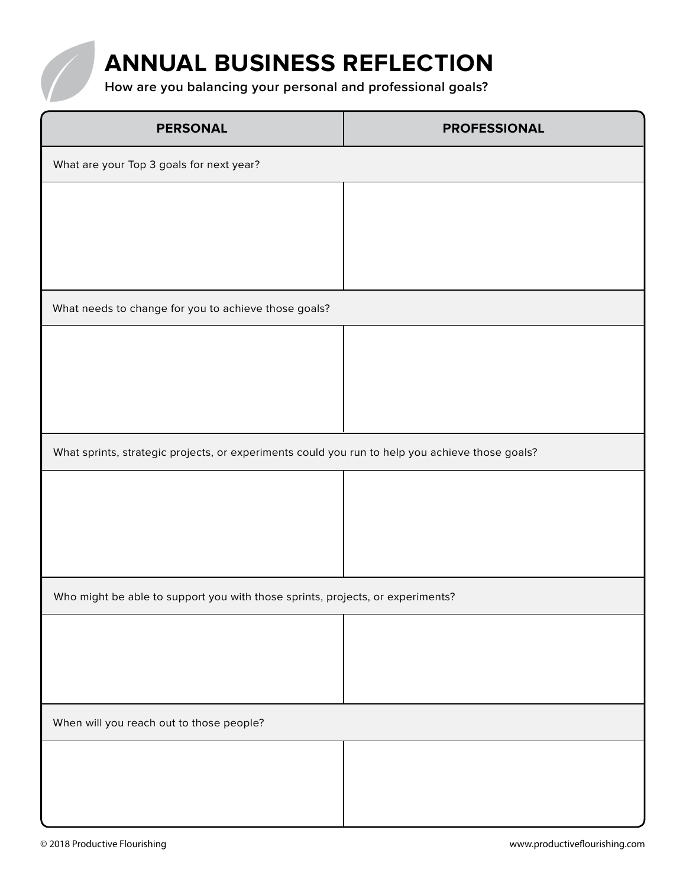# ANNUAL BUSINESS REFLECTION

**How are you balancing your personal and professional goals?**

| PERSONAL | PROFESSIONAL |
|---|---|
| What are your Top 3 goals for next year? | |
| | |
| What needs to change for you to achieve those goals? | |
| | |
| What sprints, strategic projects, or experiments could you run to help you achieve those goals? | |
| | |
| Who might be able to support you with those sprints, projects, or experiments? | |
| | |
| When will you reach out to those people? | |
| | |

© 2018 Productive Flourishing

www.productiveflourishing.com